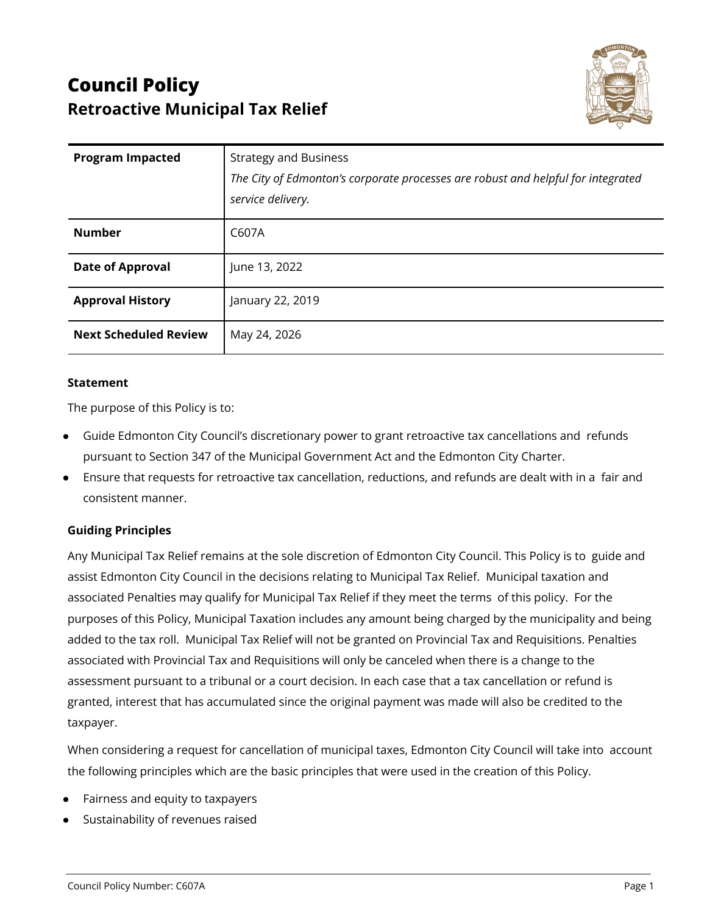# Council Policy
## Retroactive Municipal Tax Relief

| **Program Impacted** | Strategy and Business<br>*The City of Edmonton's corporate processes are robust and helpful for integrated service delivery.* |
|---|---|
| **Number** | C607A |
| **Date of Approval** | June 13, 2022 |
| **Approval History** | January 22, 2019 |
| **Next Scheduled Review** | May 24, 2026 |

### Statement

The purpose of this Policy is to:

- Guide Edmonton City Council's discretionary power to grant retroactive tax cancellations and refunds pursuant to Section 347 of the Municipal Government Act and the Edmonton City Charter.
- Ensure that requests for retroactive tax cancellation, reductions, and refunds are dealt with in a fair and consistent manner.

### Guiding Principles

Any Municipal Tax Relief remains at the sole discretion of Edmonton City Council. This Policy is to guide and assist Edmonton City Council in the decisions relating to Municipal Tax Relief. Municipal taxation and associated Penalties may qualify for Municipal Tax Relief if they meet the terms of this policy. For the purposes of this Policy, Municipal Taxation includes any amount being charged by the municipality and being added to the tax roll. Municipal Tax Relief will not be granted on Provincial Tax and Requisitions. Penalties associated with Provincial Tax and Requisitions will only be canceled when there is a change to the assessment pursuant to a tribunal or a court decision. In each case that a tax cancellation or refund is granted, interest that has accumulated since the original payment was made will also be credited to the taxpayer.

When considering a request for cancellation of municipal taxes, Edmonton City Council will take into account the following principles which are the basic principles that were used in the creation of this Policy.

- Fairness and equity to taxpayers
- Sustainability of revenues raised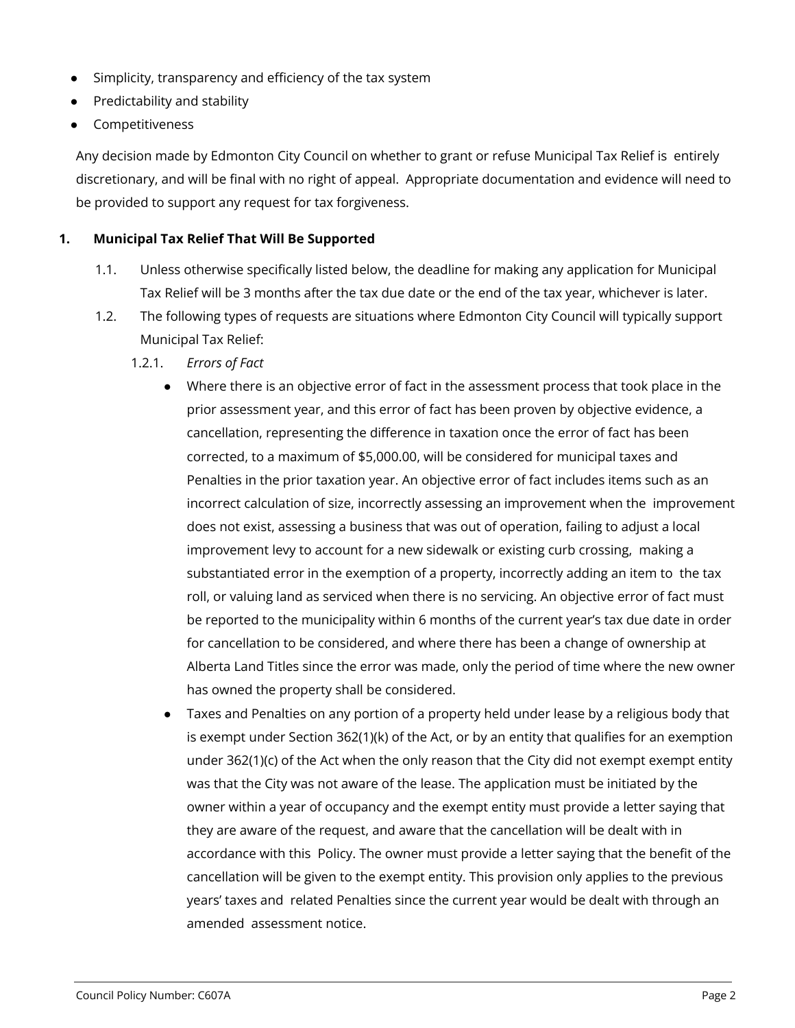- Simplicity, transparency and efficiency of the tax system
- Predictability and stability
- Competitiveness

Any decision made by Edmonton City Council on whether to grant or refuse Municipal Tax Relief is entirely discretionary, and will be final with no right of appeal. Appropriate documentation and evidence will need to be provided to support any request for tax forgiveness.

## 1. Municipal Tax Relief That Will Be Supported

1.1. Unless otherwise specifically listed below, the deadline for making any application for Municipal Tax Relief will be 3 months after the tax due date or the end of the tax year, whichever is later.

1.2. The following types of requests are situations where Edmonton City Council will typically support Municipal Tax Relief:

1.2.1. *Errors of Fact*

- Where there is an objective error of fact in the assessment process that took place in the prior assessment year, and this error of fact has been proven by objective evidence, a cancellation, representing the difference in taxation once the error of fact has been corrected, to a maximum of $5,000.00, will be considered for municipal taxes and Penalties in the prior taxation year. An objective error of fact includes items such as an incorrect calculation of size, incorrectly assessing an improvement when the improvement does not exist, assessing a business that was out of operation, failing to adjust a local improvement levy to account for a new sidewalk or existing curb crossing, making a substantiated error in the exemption of a property, incorrectly adding an item to the tax roll, or valuing land as serviced when there is no servicing. An objective error of fact must be reported to the municipality within 6 months of the current year's tax due date in order for cancellation to be considered, and where there has been a change of ownership at Alberta Land Titles since the error was made, only the period of time where the new owner has owned the property shall be considered.
- Taxes and Penalties on any portion of a property held under lease by a religious body that is exempt under Section 362(1)(k) of the Act, or by an entity that qualifies for an exemption under 362(1)(c) of the Act when the only reason that the City did not exempt exempt entity was that the City was not aware of the lease. The application must be initiated by the owner within a year of occupancy and the exempt entity must provide a letter saying that they are aware of the request, and aware that the cancellation will be dealt with in accordance with this Policy. The owner must provide a letter saying that the benefit of the cancellation will be given to the exempt entity. This provision only applies to the previous years' taxes and related Penalties since the current year would be dealt with through an amended assessment notice.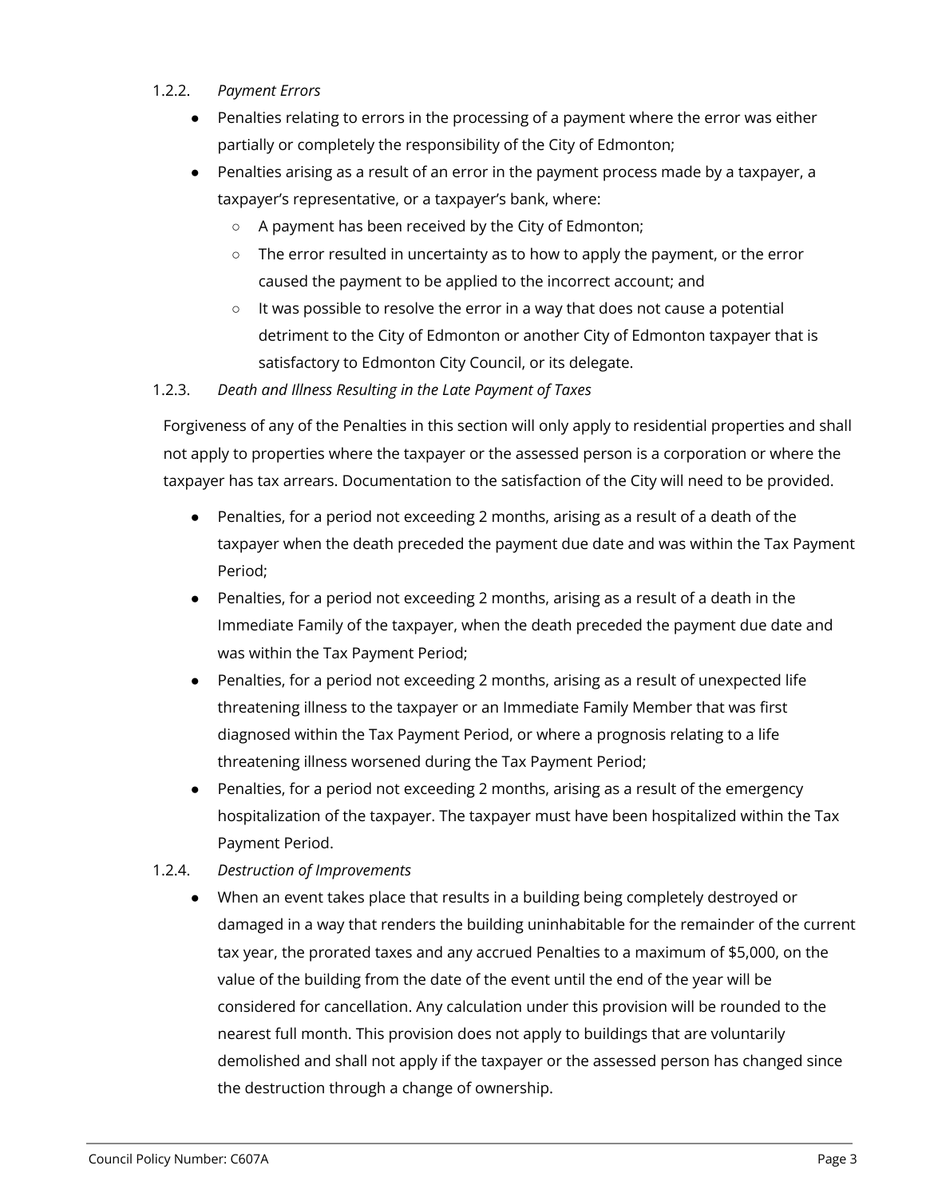1.2.2. *Payment Errors*

- Penalties relating to errors in the processing of a payment where the error was either partially or completely the responsibility of the City of Edmonton;
- Penalties arising as a result of an error in the payment process made by a taxpayer, a taxpayer's representative, or a taxpayer's bank, where:
  - A payment has been received by the City of Edmonton;
  - The error resulted in uncertainty as to how to apply the payment, or the error caused the payment to be applied to the incorrect account; and
  - It was possible to resolve the error in a way that does not cause a potential detriment to the City of Edmonton or another City of Edmonton taxpayer that is satisfactory to Edmonton City Council, or its delegate.

1.2.3. *Death and Illness Resulting in the Late Payment of Taxes*

Forgiveness of any of the Penalties in this section will only apply to residential properties and shall not apply to properties where the taxpayer or the assessed person is a corporation or where the taxpayer has tax arrears. Documentation to the satisfaction of the City will need to be provided.

- Penalties, for a period not exceeding 2 months, arising as a result of a death of the taxpayer when the death preceded the payment due date and was within the Tax Payment Period;
- Penalties, for a period not exceeding 2 months, arising as a result of a death in the Immediate Family of the taxpayer, when the death preceded the payment due date and was within the Tax Payment Period;
- Penalties, for a period not exceeding 2 months, arising as a result of unexpected life threatening illness to the taxpayer or an Immediate Family Member that was first diagnosed within the Tax Payment Period, or where a prognosis relating to a life threatening illness worsened during the Tax Payment Period;
- Penalties, for a period not exceeding 2 months, arising as a result of the emergency hospitalization of the taxpayer. The taxpayer must have been hospitalized within the Tax Payment Period.

1.2.4. *Destruction of Improvements*

- When an event takes place that results in a building being completely destroyed or damaged in a way that renders the building uninhabitable for the remainder of the current tax year, the prorated taxes and any accrued Penalties to a maximum of $5,000, on the value of the building from the date of the event until the end of the year will be considered for cancellation. Any calculation under this provision will be rounded to the nearest full month. This provision does not apply to buildings that are voluntarily demolished and shall not apply if the taxpayer or the assessed person has changed since the destruction through a change of ownership.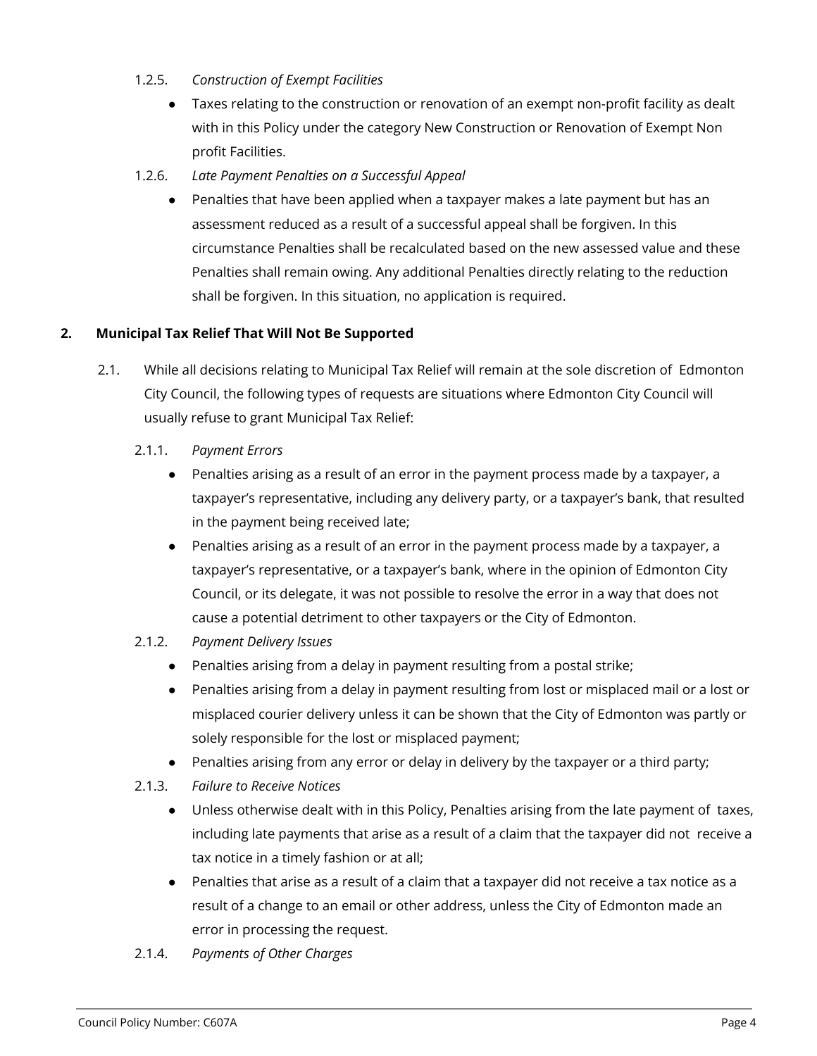1.2.5. *Construction of Exempt Facilities*

- Taxes relating to the construction or renovation of an exempt non-profit facility as dealt with in this Policy under the category New Construction or Renovation of Exempt Non profit Facilities.

1.2.6. *Late Payment Penalties on a Successful Appeal*

- Penalties that have been applied when a taxpayer makes a late payment but has an assessment reduced as a result of a successful appeal shall be forgiven. In this circumstance Penalties shall be recalculated based on the new assessed value and these Penalties shall remain owing. Any additional Penalties directly relating to the reduction shall be forgiven. In this situation, no application is required.

## 2. Municipal Tax Relief That Will Not Be Supported

2.1. While all decisions relating to Municipal Tax Relief will remain at the sole discretion of Edmonton City Council, the following types of requests are situations where Edmonton City Council will usually refuse to grant Municipal Tax Relief:

2.1.1. *Payment Errors*

- Penalties arising as a result of an error in the payment process made by a taxpayer, a taxpayer's representative, including any delivery party, or a taxpayer's bank, that resulted in the payment being received late;
- Penalties arising as a result of an error in the payment process made by a taxpayer, a taxpayer's representative, or a taxpayer's bank, where in the opinion of Edmonton City Council, or its delegate, it was not possible to resolve the error in a way that does not cause a potential detriment to other taxpayers or the City of Edmonton.

2.1.2. *Payment Delivery Issues*

- Penalties arising from a delay in payment resulting from a postal strike;
- Penalties arising from a delay in payment resulting from lost or misplaced mail or a lost or misplaced courier delivery unless it can be shown that the City of Edmonton was partly or solely responsible for the lost or misplaced payment;
- Penalties arising from any error or delay in delivery by the taxpayer or a third party;

2.1.3. *Failure to Receive Notices*

- Unless otherwise dealt with in this Policy, Penalties arising from the late payment of taxes, including late payments that arise as a result of a claim that the taxpayer did not receive a tax notice in a timely fashion or at all;
- Penalties that arise as a result of a claim that a taxpayer did not receive a tax notice as a result of a change to an email or other address, unless the City of Edmonton made an error in processing the request.

2.1.4. *Payments of Other Charges*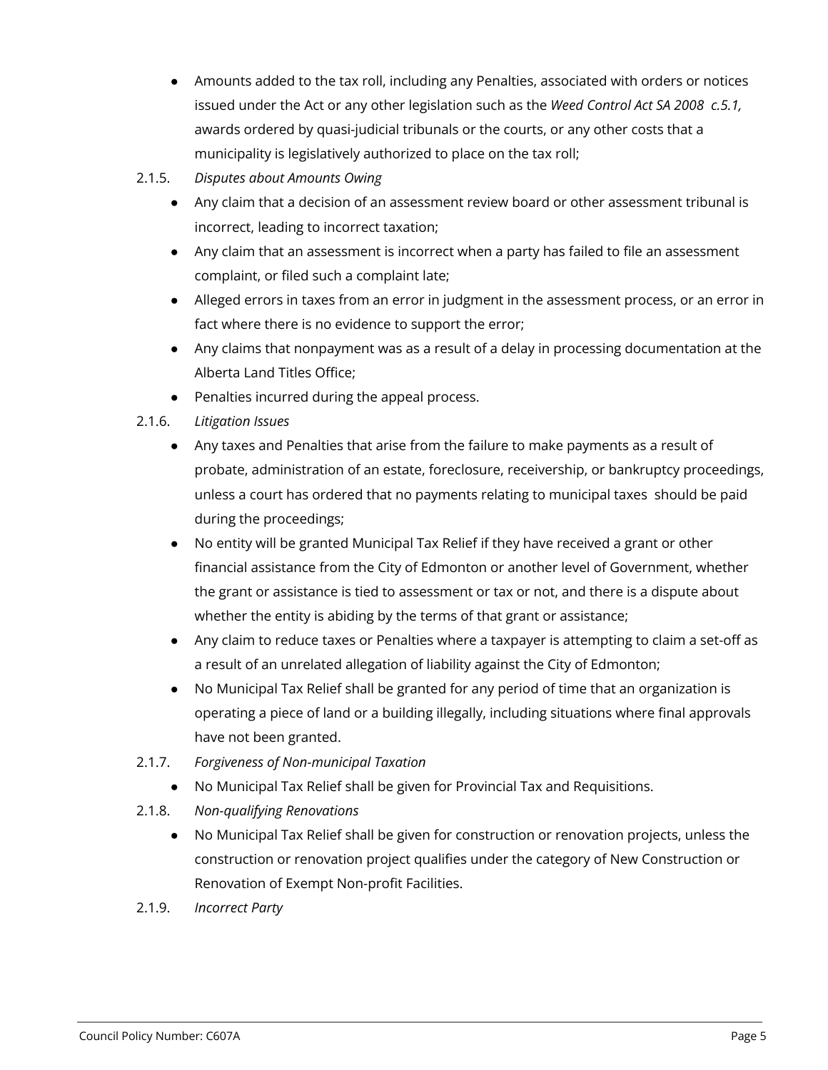- Amounts added to the tax roll, including any Penalties, associated with orders or notices issued under the Act or any other legislation such as the *Weed Control Act SA 2008 c.5.1,* awards ordered by quasi-judicial tribunals or the courts, or any other costs that a municipality is legislatively authorized to place on the tax roll;

2.1.5. *Disputes about Amounts Owing*

- Any claim that a decision of an assessment review board or other assessment tribunal is incorrect, leading to incorrect taxation;
- Any claim that an assessment is incorrect when a party has failed to file an assessment complaint, or filed such a complaint late;
- Alleged errors in taxes from an error in judgment in the assessment process, or an error in fact where there is no evidence to support the error;
- Any claims that nonpayment was as a result of a delay in processing documentation at the Alberta Land Titles Office;
- Penalties incurred during the appeal process.

2.1.6. *Litigation Issues*

- Any taxes and Penalties that arise from the failure to make payments as a result of probate, administration of an estate, foreclosure, receivership, or bankruptcy proceedings, unless a court has ordered that no payments relating to municipal taxes should be paid during the proceedings;
- No entity will be granted Municipal Tax Relief if they have received a grant or other financial assistance from the City of Edmonton or another level of Government, whether the grant or assistance is tied to assessment or tax or not, and there is a dispute about whether the entity is abiding by the terms of that grant or assistance;
- Any claim to reduce taxes or Penalties where a taxpayer is attempting to claim a set-off as a result of an unrelated allegation of liability against the City of Edmonton;
- No Municipal Tax Relief shall be granted for any period of time that an organization is operating a piece of land or a building illegally, including situations where final approvals have not been granted.

2.1.7. *Forgiveness of Non-municipal Taxation*

- No Municipal Tax Relief shall be given for Provincial Tax and Requisitions.

2.1.8. *Non-qualifying Renovations*

- No Municipal Tax Relief shall be given for construction or renovation projects, unless the construction or renovation project qualifies under the category of New Construction or Renovation of Exempt Non-profit Facilities.

2.1.9. *Incorrect Party*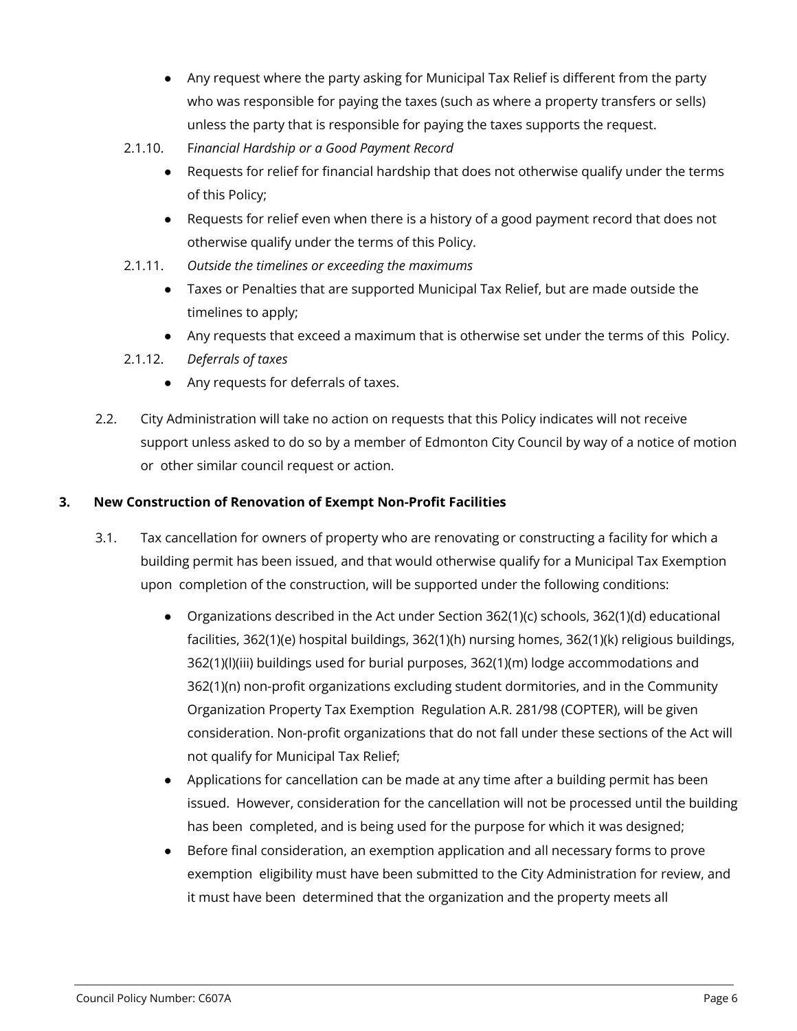- Any request where the party asking for Municipal Tax Relief is different from the party who was responsible for paying the taxes (such as where a property transfers or sells) unless the party that is responsible for paying the taxes supports the request.

2.1.10. F*inancial Hardship or a Good Payment Record*

- Requests for relief for financial hardship that does not otherwise qualify under the terms of this Policy;
- Requests for relief even when there is a history of a good payment record that does not otherwise qualify under the terms of this Policy.

2.1.11. *Outside the timelines or exceeding the maximums*

- Taxes or Penalties that are supported Municipal Tax Relief, but are made outside the timelines to apply;
- Any requests that exceed a maximum that is otherwise set under the terms of this Policy.

2.1.12. *Deferrals of taxes*

- Any requests for deferrals of taxes.

2.2. City Administration will take no action on requests that this Policy indicates will not receive support unless asked to do so by a member of Edmonton City Council by way of a notice of motion or other similar council request or action.

**3. New Construction of Renovation of Exempt Non-Profit Facilities**

3.1. Tax cancellation for owners of property who are renovating or constructing a facility for which a building permit has been issued, and that would otherwise qualify for a Municipal Tax Exemption upon completion of the construction, will be supported under the following conditions:

- Organizations described in the Act under Section 362(1)(c) schools, 362(1)(d) educational facilities, 362(1)(e) hospital buildings, 362(1)(h) nursing homes, 362(1)(k) religious buildings, 362(1)(l)(iii) buildings used for burial purposes, 362(1)(m) lodge accommodations and 362(1)(n) non-profit organizations excluding student dormitories, and in the Community Organization Property Tax Exemption Regulation A.R. 281/98 (COPTER), will be given consideration. Non-profit organizations that do not fall under these sections of the Act will not qualify for Municipal Tax Relief;
- Applications for cancellation can be made at any time after a building permit has been issued. However, consideration for the cancellation will not be processed until the building has been completed, and is being used for the purpose for which it was designed;
- Before final consideration, an exemption application and all necessary forms to prove exemption eligibility must have been submitted to the City Administration for review, and it must have been determined that the organization and the property meets all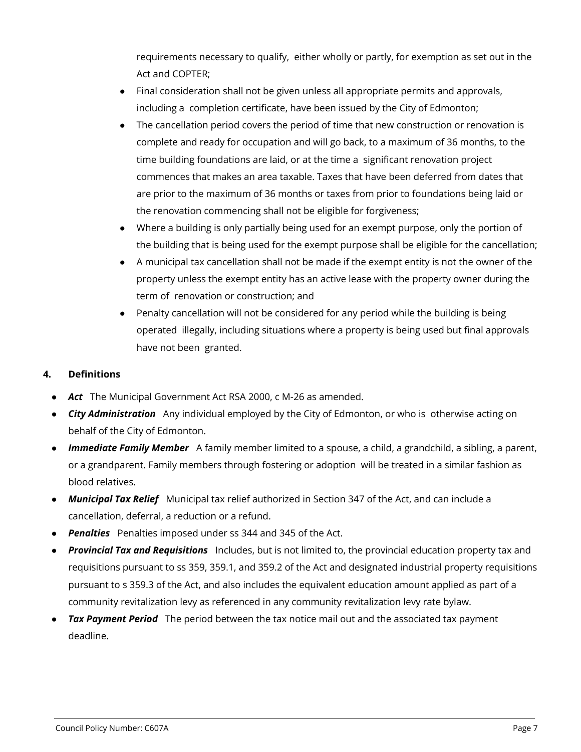requirements necessary to qualify, either wholly or partly, for exemption as set out in the Act and COPTER;

- Final consideration shall not be given unless all appropriate permits and approvals, including a completion certificate, have been issued by the City of Edmonton;
- The cancellation period covers the period of time that new construction or renovation is complete and ready for occupation and will go back, to a maximum of 36 months, to the time building foundations are laid, or at the time a significant renovation project commences that makes an area taxable. Taxes that have been deferred from dates that are prior to the maximum of 36 months or taxes from prior to foundations being laid or the renovation commencing shall not be eligible for forgiveness;
- Where a building is only partially being used for an exempt purpose, only the portion of the building that is being used for the exempt purpose shall be eligible for the cancellation;
- A municipal tax cancellation shall not be made if the exempt entity is not the owner of the property unless the exempt entity has an active lease with the property owner during the term of renovation or construction; and
- Penalty cancellation will not be considered for any period while the building is being operated illegally, including situations where a property is being used but final approvals have not been granted.

## 4. Definitions

- ***Act*** The Municipal Government Act RSA 2000, c M-26 as amended.
- ***City Administration*** Any individual employed by the City of Edmonton, or who is otherwise acting on behalf of the City of Edmonton.
- ***Immediate Family Member*** A family member limited to a spouse, a child, a grandchild, a sibling, a parent, or a grandparent. Family members through fostering or adoption will be treated in a similar fashion as blood relatives.
- ***Municipal Tax Relief*** Municipal tax relief authorized in Section 347 of the Act, and can include a cancellation, deferral, a reduction or a refund.
- ***Penalties*** Penalties imposed under ss 344 and 345 of the Act.
- ***Provincial Tax and Requisitions*** Includes, but is not limited to, the provincial education property tax and requisitions pursuant to ss 359, 359.1, and 359.2 of the Act and designated industrial property requisitions pursuant to s 359.3 of the Act, and also includes the equivalent education amount applied as part of a community revitalization levy as referenced in any community revitalization levy rate bylaw.
- ***Tax Payment Period*** The period between the tax notice mail out and the associated tax payment deadline.